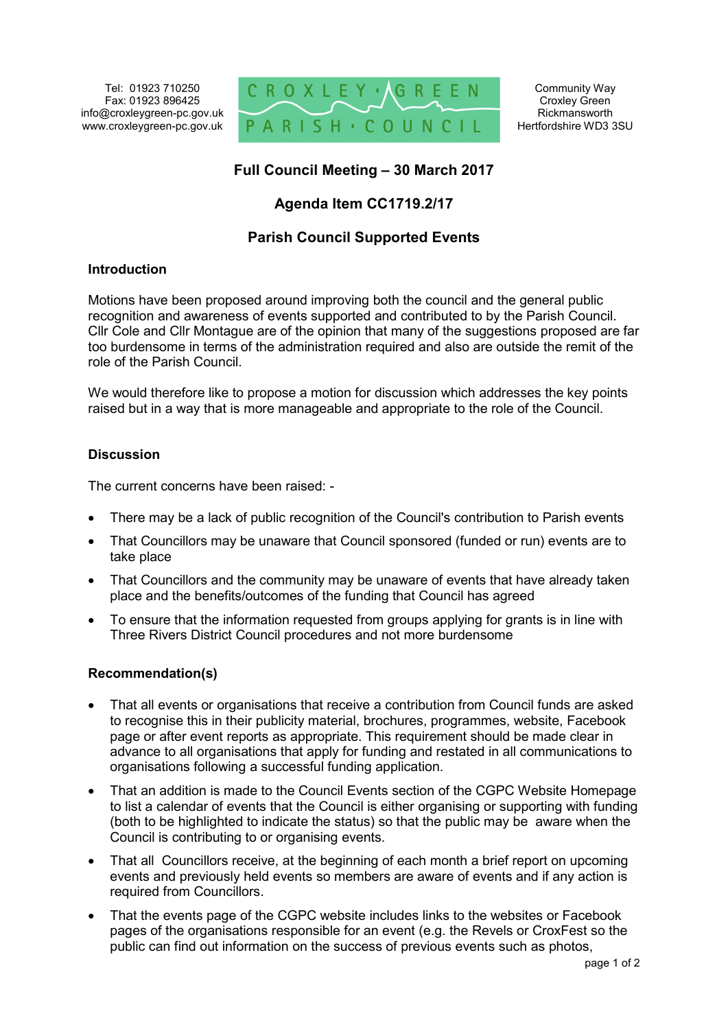Tel: 01923 710250
Fax: 01923 896425
info@croxleygreen-pc.gov.uk
www.croxleygreen-pc.gov.uk

CROXLEY GREEN PARISH COUNCIL

Community Way
Croxley Green
Rickmansworth
Hertfordshire WD3 3SU

# Full Council Meeting – 30 March 2017

## Agenda Item CC1719.2/17

## Parish Council Supported Events

### Introduction

Motions have been proposed around improving both the council and the general public recognition and awareness of events supported and contributed to by the Parish Council. Cllr Cole and Cllr Montague are of the opinion that many of the suggestions proposed are far too burdensome in terms of the administration required and also are outside the remit of the role of the Parish Council.

We would therefore like to propose a motion for discussion which addresses the key points raised but in a way that is more manageable and appropriate to the role of the Council.

### Discussion

The current concerns have been raised: -

- There may be a lack of public recognition of the Council's contribution to Parish events
- That Councillors may be unaware that Council sponsored (funded or run) events are to take place
- That Councillors and the community may be unaware of events that have already taken place and the benefits/outcomes of the funding that Council has agreed
- To ensure that the information requested from groups applying for grants is in line with Three Rivers District Council procedures and not more burdensome

### Recommendation(s)

- That all events or organisations that receive a contribution from Council funds are asked to recognise this in their publicity material, brochures, programmes, website, Facebook page or after event reports as appropriate. This requirement should be made clear in advance to all organisations that apply for funding and restated in all communications to organisations following a successful funding application.
- That an addition is made to the Council Events section of the CGPC Website Homepage to list a calendar of events that the Council is either organising or supporting with funding (both to be highlighted to indicate the status) so that the public may be aware when the Council is contributing to or organising events.
- That all Councillors receive, at the beginning of each month a brief report on upcoming events and previously held events so members are aware of events and if any action is required from Councillors.
- That the events page of the CGPC website includes links to the websites or Facebook pages of the organisations responsible for an event (e.g. the Revels or CroxFest so the public can find out information on the success of previous events such as photos,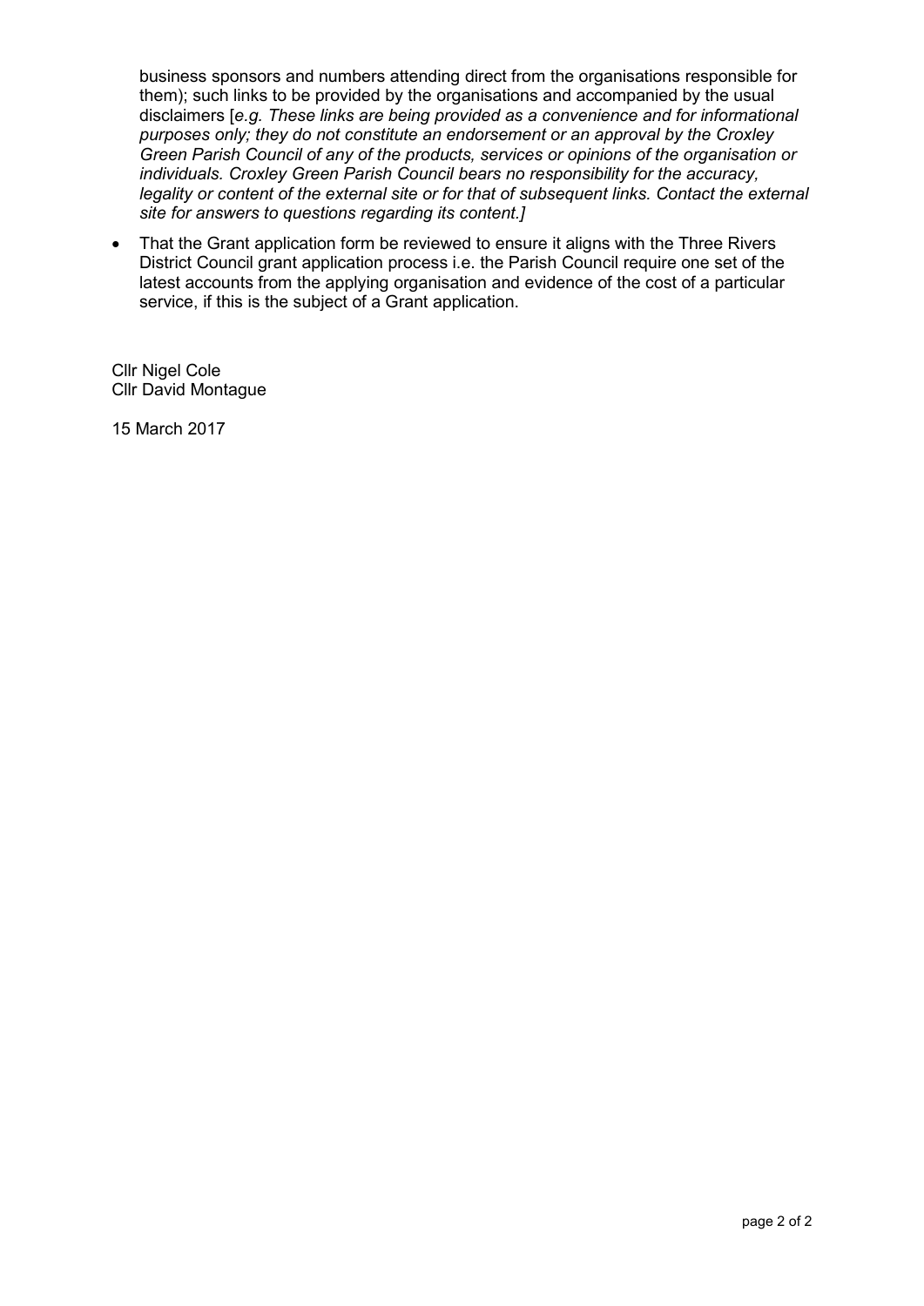business sponsors and numbers attending direct from the organisations responsible for them); such links to be provided by the organisations and accompanied by the usual disclaimers [*e.g. These links are being provided as a convenience and for informational purposes only; they do not constitute an endorsement or an approval by the Croxley Green Parish Council of any of the products, services or opinions of the organisation or individuals. Croxley Green Parish Council bears no responsibility for the accuracy, legality or content of the external site or for that of subsequent links. Contact the external site for answers to questions regarding its content.]*

- That the Grant application form be reviewed to ensure it aligns with the Three Rivers District Council grant application process i.e. the Parish Council require one set of the latest accounts from the applying organisation and evidence of the cost of a particular service, if this is the subject of a Grant application.

Cllr Nigel Cole
Cllr David Montague

15 March 2017